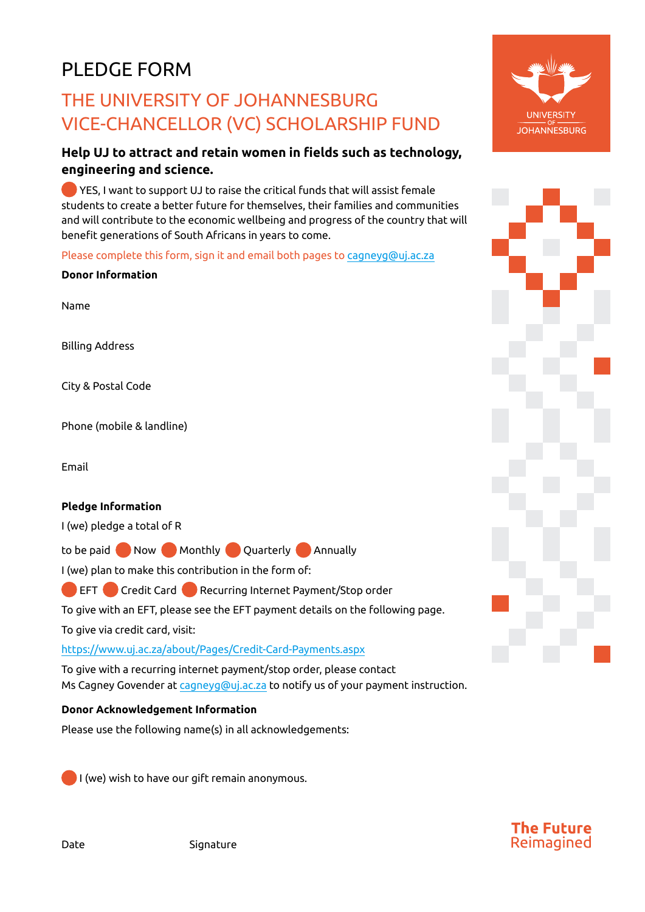# PLEDGE FORM

## THE UNIVERSITY OF JOHANNESBURG VICE-CHANCELLOR (VC) SCHOLARSHIP FUND

UNIVERSITY OF JOHANNESBURG

**Help UJ to attract and retain women in fields such as technology, engineering and science.**

YES, I want to support UJ to raise the critical funds that will assist female students to create a better future for themselves, their families and communities and will contribute to the economic wellbeing and progress of the country that will benefit generations of South Africans in years to come.

Please complete this form, sign it and email both pages to [cagneyg@uj.ac.za](mailto:cagneyg@uj.ac.za)

**Donor Information**

Name

Billing Address

City & Postal Code

Phone (mobile & landline)

Email

**Pledge Information**

I (we) pledge a total of R

to be paid Now Monthly Quarterly Annually

I (we) plan to make this contribution in the form of:

EFT Credit Card Recurring Internet Payment/Stop order

To give with an EFT, please see the EFT payment details on the following page.

To give via credit card, visit:

[https://www.uj.ac.za/about/Pages/Credit-Card-Payments.aspx](https://www.uj.ac.za/about/Pages/Credit-Card-Payments.aspx)

To give with a recurring internet payment/stop order, please contact Ms Cagney Govender at [cagneyg@uj.ac.za](mailto:cagneyg@uj.ac.za) to notify us of your payment instruction.

**Donor Acknowledgement Information**

Please use the following name(s) in all acknowledgements:

I (we) wish to have our gift remain anonymous.

Date Signature

**The Future** Reimagined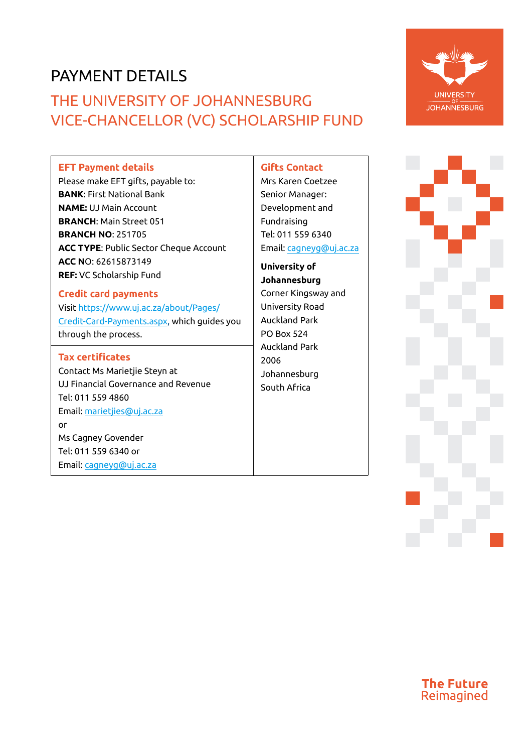# PAYMENT DETAILS

## THE UNIVERSITY OF JOHANNESBURG VICE-CHANCELLOR (VC) SCHOLARSHIP FUND

### EFT Payment details

Please make EFT gifts, payable to:
**BANK**: First National Bank
**NAME:** UJ Main Account
**BRANCH**: Main Street 051
**BRANCH NO**: 251705
**ACC TYPE**: Public Sector Cheque Account
**ACC NO**: 62615873149
**REF:** VC Scholarship Fund

### Credit card payments

Visit https://www.uj.ac.za/about/Pages/Credit-Card-Payments.aspx, which guides you through the process.

### Tax certificates

Contact Ms Marietjie Steyn at
UJ Financial Governance and Revenue
Tel: 011 559 4860
Email: marietjies@uj.ac.za
or
Ms Cagney Govender
Tel: 011 559 6340 or
Email: cagneyg@uj.ac.za

### Gifts Contact

Mrs Karen Coetzee
Senior Manager:
Development and Fundraising
Tel: 011 559 6340
Email: cagneyg@uj.ac.za

**University of Johannesburg**
Corner Kingsway and University Road
Auckland Park
PO Box 524
Auckland Park
2006
Johannesburg
South Africa

**The Future**
Reimagined